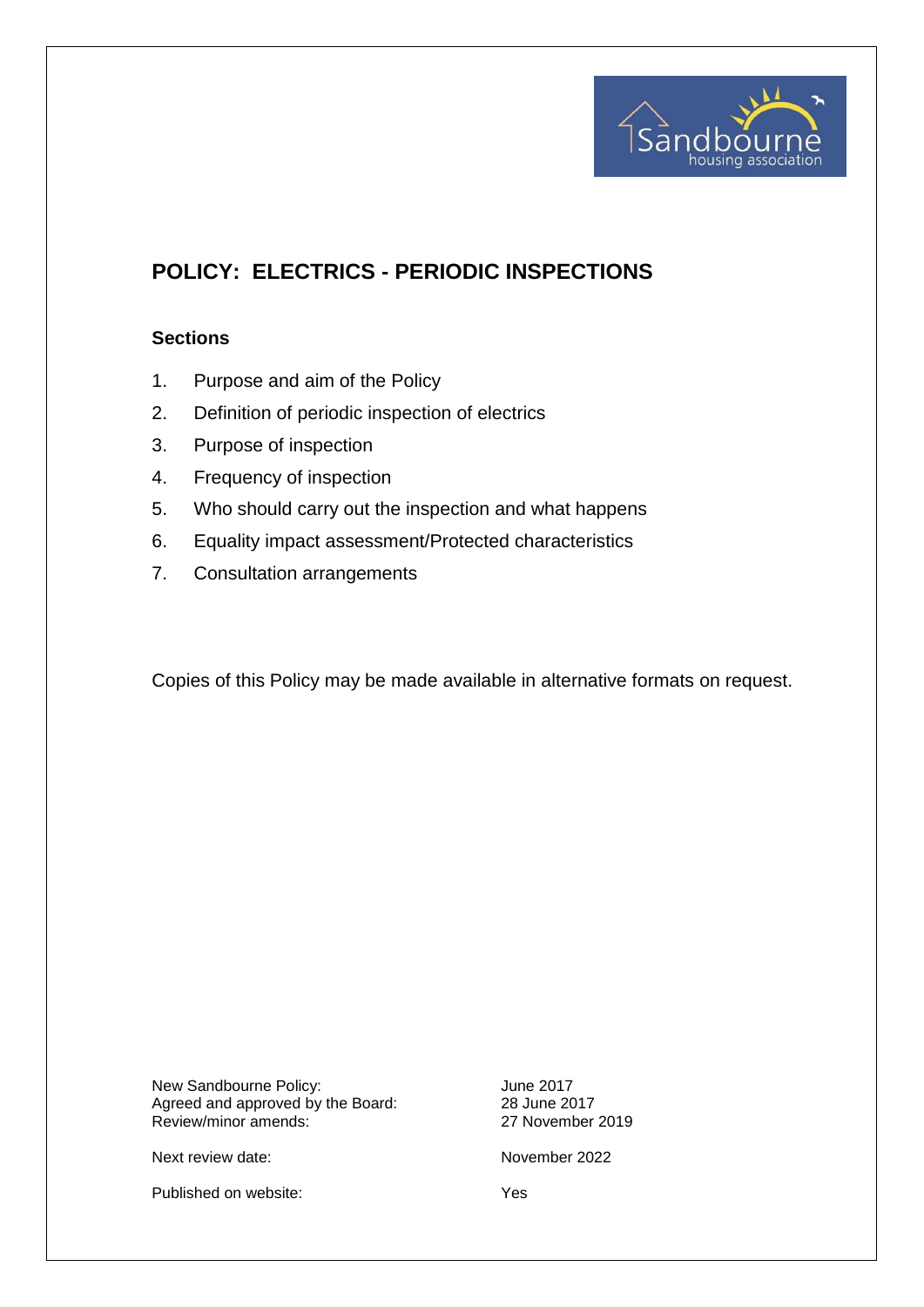# POLICY: ELECTRICS - PERIODIC INSPECTIONS

## Sections

1. Purpose and aim of the Policy
2. Definition of periodic inspection of electrics
3. Purpose of inspection
4. Frequency of inspection
5. Who should carry out the inspection and what happens
6. Equality impact assessment/Protected characteristics
7. Consultation arrangements

Copies of this Policy may be made available in alternative formats on request.

| | |
|---|---|
| New Sandbourne Policy: | June 2017 |
| Agreed and approved by the Board: | 28 June 2017 |
| Review/minor amends: | 27 November 2019 |
| Next review date: | November 2022 |
| Published on website: | Yes |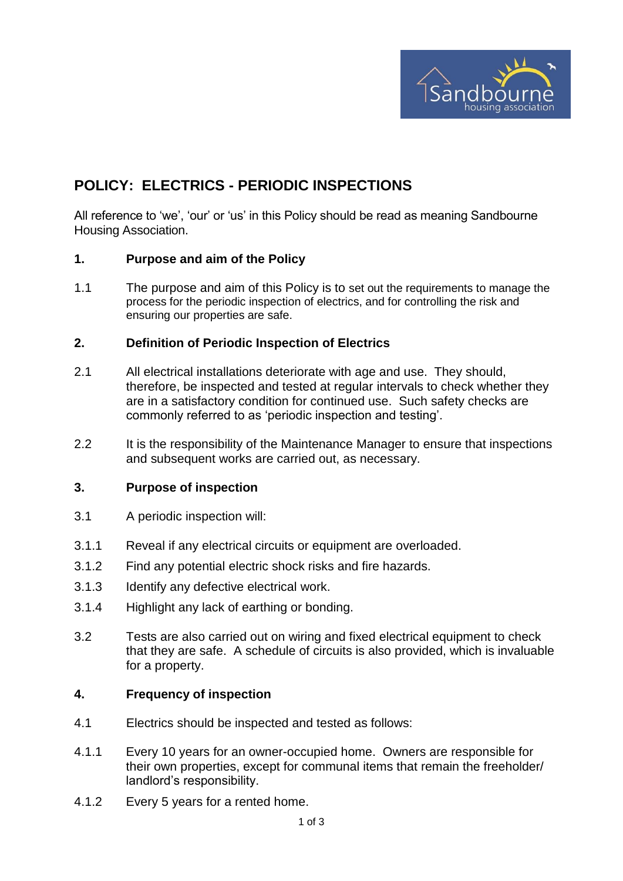# POLICY: ELECTRICS - PERIODIC INSPECTIONS

All reference to 'we', 'our' or 'us' in this Policy should be read as meaning Sandbourne Housing Association.

## 1. Purpose and aim of the Policy

1.1 The purpose and aim of this Policy is to set out the requirements to manage the process for the periodic inspection of electrics, and for controlling the risk and ensuring our properties are safe.

## 2. Definition of Periodic Inspection of Electrics

2.1 All electrical installations deteriorate with age and use. They should, therefore, be inspected and tested at regular intervals to check whether they are in a satisfactory condition for continued use. Such safety checks are commonly referred to as 'periodic inspection and testing'.

2.2 It is the responsibility of the Maintenance Manager to ensure that inspections and subsequent works are carried out, as necessary.

## 3. Purpose of inspection

3.1 A periodic inspection will:

3.1.1 Reveal if any electrical circuits or equipment are overloaded.

3.1.2 Find any potential electric shock risks and fire hazards.

3.1.3 Identify any defective electrical work.

3.1.4 Highlight any lack of earthing or bonding.

3.2 Tests are also carried out on wiring and fixed electrical equipment to check that they are safe. A schedule of circuits is also provided, which is invaluable for a property.

## 4. Frequency of inspection

4.1 Electrics should be inspected and tested as follows:

4.1.1 Every 10 years for an owner-occupied home. Owners are responsible for their own properties, except for communal items that remain the freeholder/ landlord's responsibility.

4.1.2 Every 5 years for a rented home.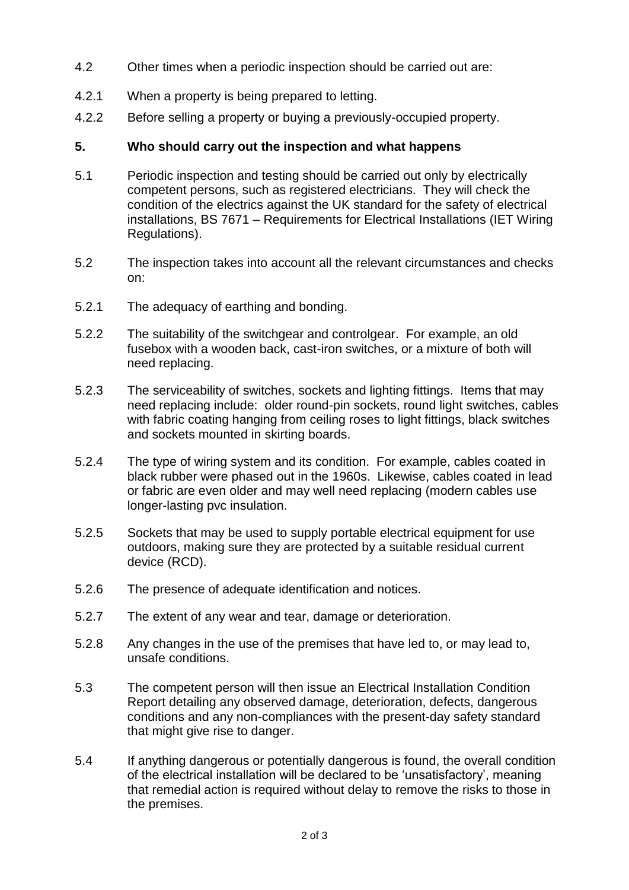4.2 Other times when a periodic inspection should be carried out are:

4.2.1 When a property is being prepared to letting.

4.2.2 Before selling a property or buying a previously-occupied property.

## 5. Who should carry out the inspection and what happens

5.1 Periodic inspection and testing should be carried out only by electrically competent persons, such as registered electricians. They will check the condition of the electrics against the UK standard for the safety of electrical installations, BS 7671 – Requirements for Electrical Installations (IET Wiring Regulations).

5.2 The inspection takes into account all the relevant circumstances and checks on:

5.2.1 The adequacy of earthing and bonding.

5.2.2 The suitability of the switchgear and controlgear. For example, an old fusebox with a wooden back, cast-iron switches, or a mixture of both will need replacing.

5.2.3 The serviceability of switches, sockets and lighting fittings. Items that may need replacing include: older round-pin sockets, round light switches, cables with fabric coating hanging from ceiling roses to light fittings, black switches and sockets mounted in skirting boards.

5.2.4 The type of wiring system and its condition. For example, cables coated in black rubber were phased out in the 1960s. Likewise, cables coated in lead or fabric are even older and may well need replacing (modern cables use longer-lasting pvc insulation.

5.2.5 Sockets that may be used to supply portable electrical equipment for use outdoors, making sure they are protected by a suitable residual current device (RCD).

5.2.6 The presence of adequate identification and notices.

5.2.7 The extent of any wear and tear, damage or deterioration.

5.2.8 Any changes in the use of the premises that have led to, or may lead to, unsafe conditions.

5.3 The competent person will then issue an Electrical Installation Condition Report detailing any observed damage, deterioration, defects, dangerous conditions and any non-compliances with the present-day safety standard that might give rise to danger.

5.4 If anything dangerous or potentially dangerous is found, the overall condition of the electrical installation will be declared to be 'unsatisfactory', meaning that remedial action is required without delay to remove the risks to those in the premises.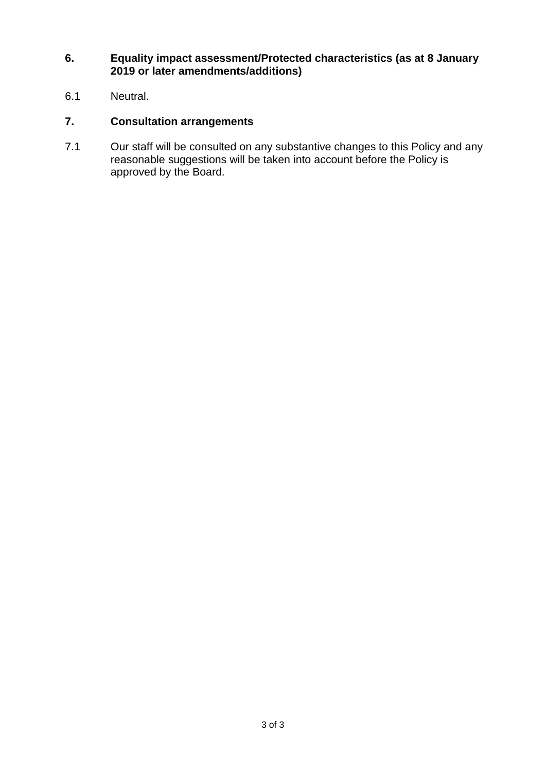## 6. Equality impact assessment/Protected characteristics (as at 8 January 2019 or later amendments/additions)

6.1 Neutral.

## 7. Consultation arrangements

7.1 Our staff will be consulted on any substantive changes to this Policy and any reasonable suggestions will be taken into account before the Policy is approved by the Board.